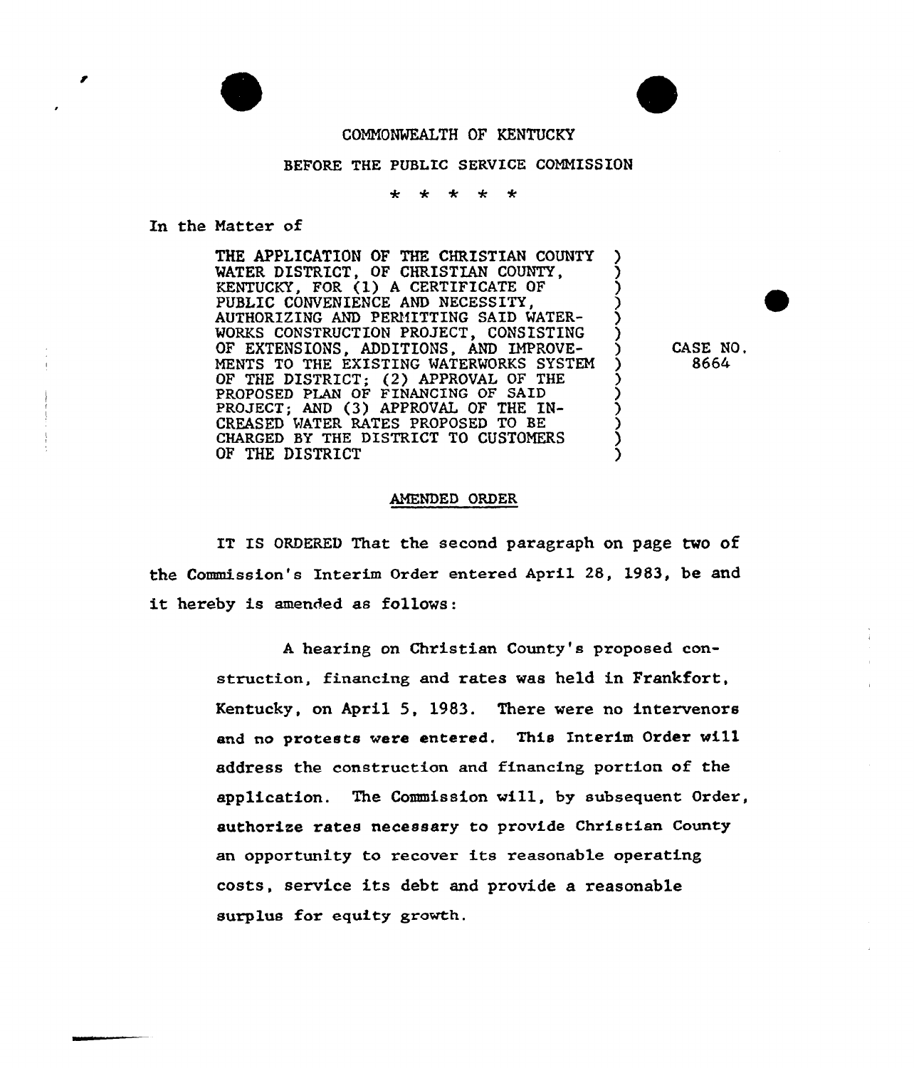COMMONWEALTH OF KENTUCKY

BEFORE THE PUBLIC SERVICE COMMISSION

\* \* \* \* \*

In the Matter of

| | |
|---|---|
| THE APPLICATION OF THE CHRISTIAN COUNTY WATER DISTRICT, OF CHRISTIAN COUNTY, KENTUCKY, FOR (1) A CERTIFICATE OF PUBLIC CONVENIENCE AND NECESSITY, AUTHORIZING AND PERMITTING SAID WATER-WORKS CONSTRUCTION PROJECT, CONSISTING OF EXTENSIONS, ADDITIONS, AND IMPROVE-MENTS TO THE EXISTING WATERWORKS SYSTEM OF THE DISTRICT; (2) APPROVAL OF THE PROPOSED PLAN OF FINANCING OF SAID PROJECT; AND (3) APPROVAL OF THE IN-CREASED WATER RATES PROPOSED TO BE CHARGED BY THE DISTRICT TO CUSTOMERS OF THE DISTRICT | CASE NO. 8664 |

## AMENDED ORDER

IT IS ORDERED That the second paragraph on page two of the Commission's Interim Order entered April 28, 1983, be and it hereby is amended as follows:

> A hearing on Christian County's proposed construction, financing and rates was held in Frankfort, Kentucky, on April 5, 1983. There were no intervenors and no protests were entered. This Interim Order will address the construction and financing portion of the application. The Commission will, by subsequent Order, authorize rates necessary to provide Christian County an opportunity to recover its reasonable operating costs, service its debt and provide a reasonable surplus for equity growth.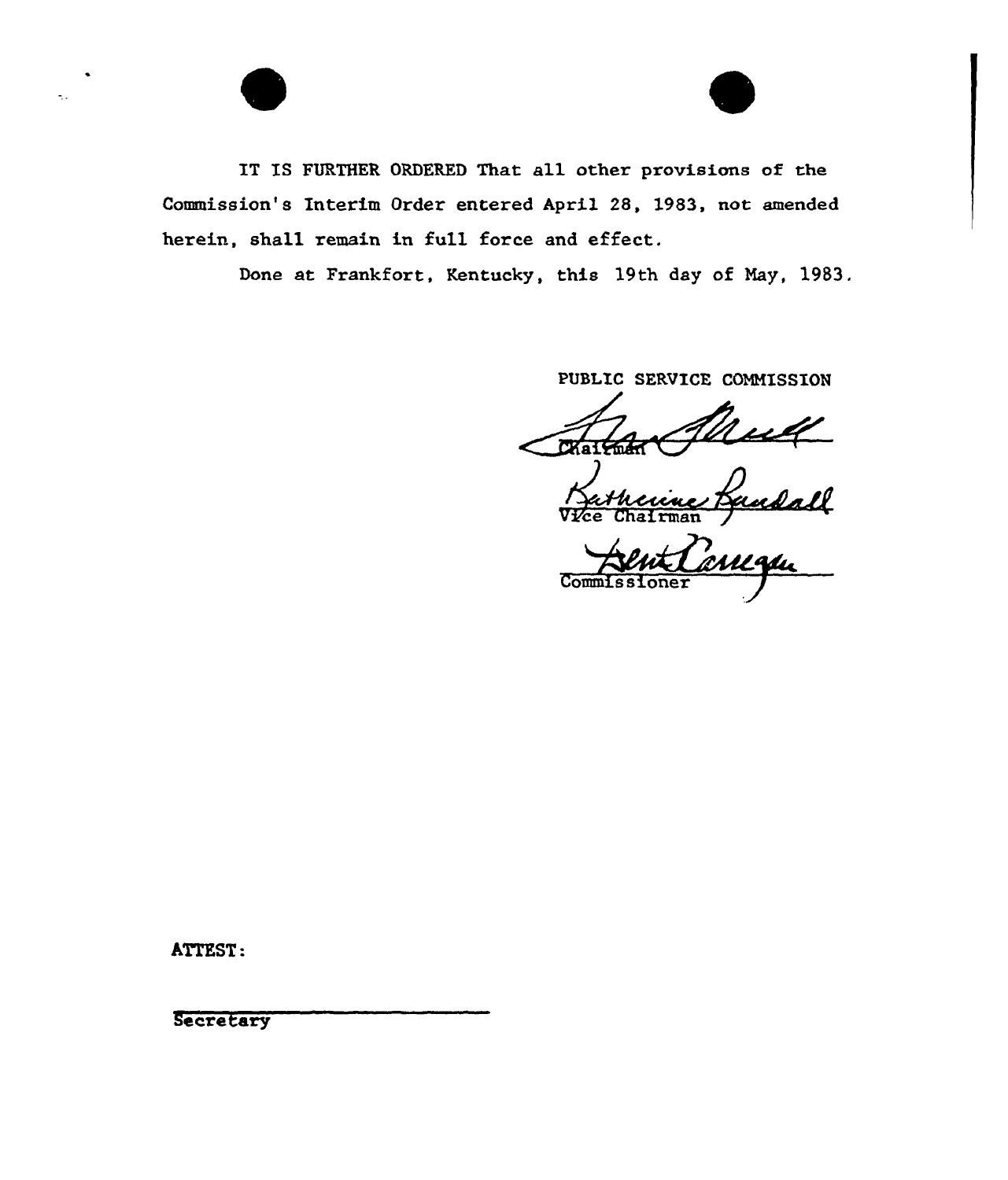IT IS FURTHER ORDERED That all other provisions of the Commission's Interim Order entered April 28, 1983, not amended herein, shall remain in full force and effect.

Done at Frankfort, Kentucky, this 19th day of May, 1983.

PUBLIC SERVICE COMMISSION

Chairman

Vice Chairman

Commissioner

ATTEST:

Secretary